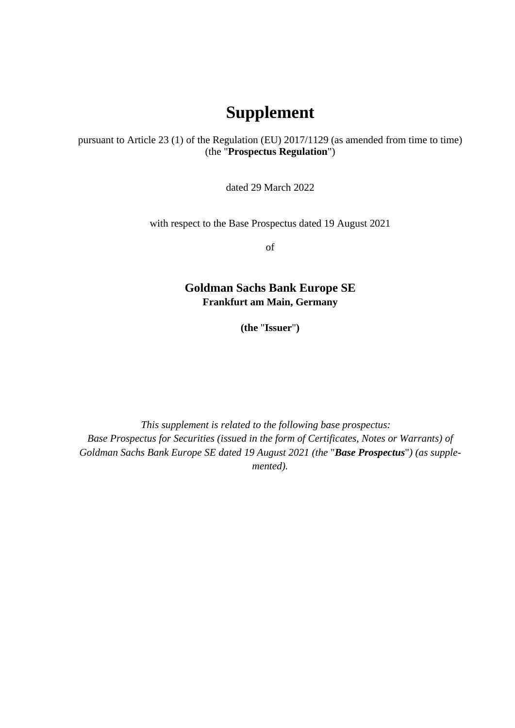# Supplement

pursuant to Article 23 (1) of the Regulation (EU) 2017/1129 (as amended from time to time)
(the "**Prospectus Regulation**")

dated 29 March 2022

with respect to the Base Prospectus dated 19 August 2021

of

**Goldman Sachs Bank Europe SE**
**Frankfurt am Main, Germany**

**(the "Issuer")**

*This supplement is related to the following base prospectus:*
*Base Prospectus for Securities (issued in the form of Certificates, Notes or Warrants) of Goldman Sachs Bank Europe SE dated 19 August 2021 (the "**Base Prospectus**") (as supplemented).*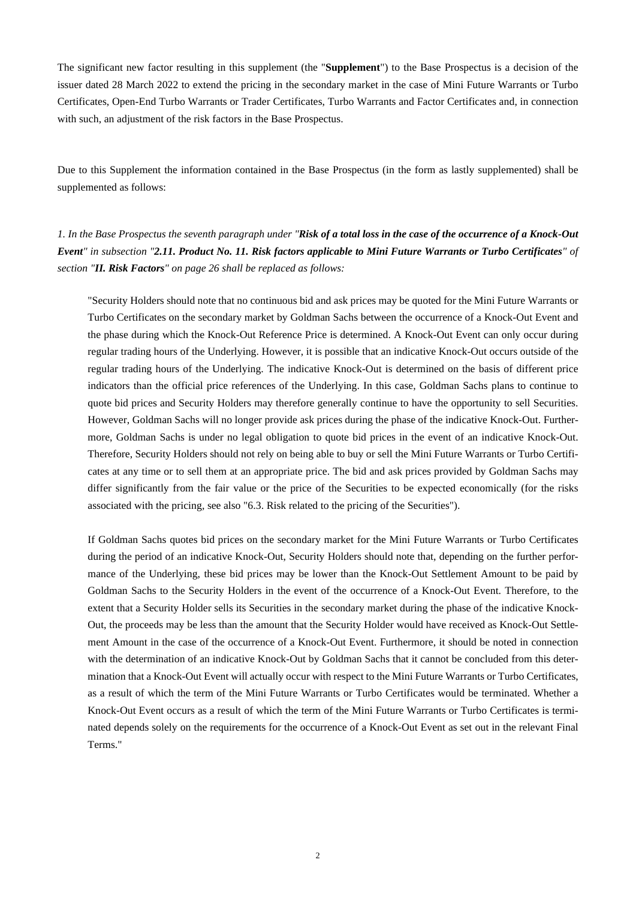The significant new factor resulting in this supplement (the "**Supplement**") to the Base Prospectus is a decision of the issuer dated 28 March 2022 to extend the pricing in the secondary market in the case of Mini Future Warrants or Turbo Certificates, Open-End Turbo Warrants or Trader Certificates, Turbo Warrants and Factor Certificates and, in connection with such, an adjustment of the risk factors in the Base Prospectus.

Due to this Supplement the information contained in the Base Prospectus (in the form as lastly supplemented) shall be supplemented as follows:

*1. In the Base Prospectus the seventh paragraph under "**Risk of a total loss in the case of the occurrence of a Knock-Out Event**" in subsection "**2.11. Product No. 11. Risk factors applicable to Mini Future Warrants or Turbo Certificates**" of section "**II. Risk Factors**" on page 26 shall be replaced as follows:*

> "Security Holders should note that no continuous bid and ask prices may be quoted for the Mini Future Warrants or Turbo Certificates on the secondary market by Goldman Sachs between the occurrence of a Knock-Out Event and the phase during which the Knock-Out Reference Price is determined. A Knock-Out Event can only occur during regular trading hours of the Underlying. However, it is possible that an indicative Knock-Out occurs outside of the regular trading hours of the Underlying. The indicative Knock-Out is determined on the basis of different price indicators than the official price references of the Underlying. In this case, Goldman Sachs plans to continue to quote bid prices and Security Holders may therefore generally continue to have the opportunity to sell Securities. However, Goldman Sachs will no longer provide ask prices during the phase of the indicative Knock-Out. Furthermore, Goldman Sachs is under no legal obligation to quote bid prices in the event of an indicative Knock-Out. Therefore, Security Holders should not rely on being able to buy or sell the Mini Future Warrants or Turbo Certificates at any time or to sell them at an appropriate price. The bid and ask prices provided by Goldman Sachs may differ significantly from the fair value or the price of the Securities to be expected economically (for the risks associated with the pricing, see also "6.3. Risk related to the pricing of the Securities").
>
> If Goldman Sachs quotes bid prices on the secondary market for the Mini Future Warrants or Turbo Certificates during the period of an indicative Knock-Out, Security Holders should note that, depending on the further performance of the Underlying, these bid prices may be lower than the Knock-Out Settlement Amount to be paid by Goldman Sachs to the Security Holders in the event of the occurrence of a Knock-Out Event. Therefore, to the extent that a Security Holder sells its Securities in the secondary market during the phase of the indicative Knock-Out, the proceeds may be less than the amount that the Security Holder would have received as Knock-Out Settlement Amount in the case of the occurrence of a Knock-Out Event. Furthermore, it should be noted in connection with the determination of an indicative Knock-Out by Goldman Sachs that it cannot be concluded from this determination that a Knock-Out Event will actually occur with respect to the Mini Future Warrants or Turbo Certificates, as a result of which the term of the Mini Future Warrants or Turbo Certificates would be terminated. Whether a Knock-Out Event occurs as a result of which the term of the Mini Future Warrants or Turbo Certificates is terminated depends solely on the requirements for the occurrence of a Knock-Out Event as set out in the relevant Final Terms."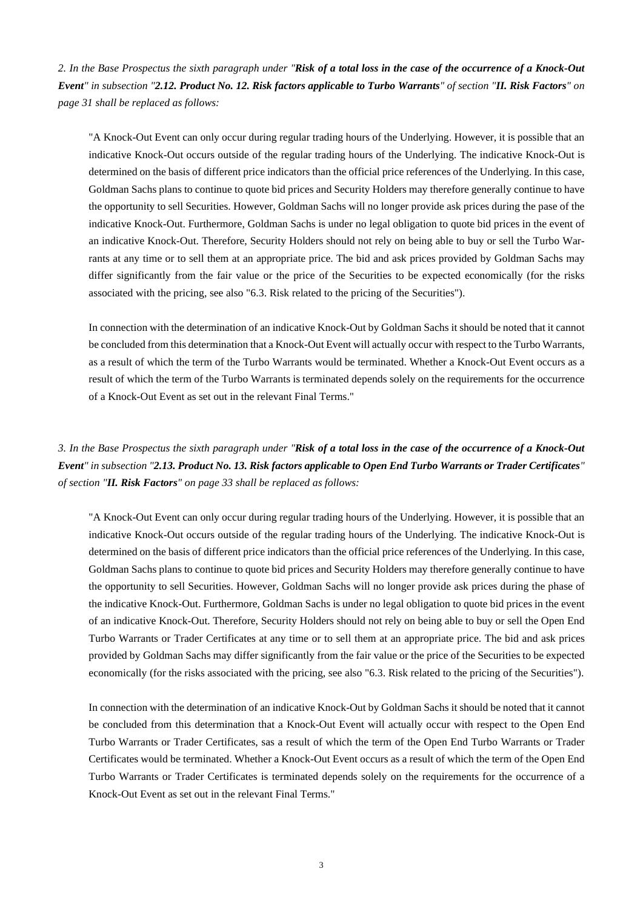*2. In the Base Prospectus the sixth paragraph under "**Risk of a total loss in the case of the occurrence of a Knock-Out Event**" in subsection "**2.12. Product No. 12. Risk factors applicable to Turbo Warrants**" of section "**II. Risk Factors**" on page 31 shall be replaced as follows:*

"A Knock-Out Event can only occur during regular trading hours of the Underlying. However, it is possible that an indicative Knock-Out occurs outside of the regular trading hours of the Underlying. The indicative Knock-Out is determined on the basis of different price indicators than the official price references of the Underlying. In this case, Goldman Sachs plans to continue to quote bid prices and Security Holders may therefore generally continue to have the opportunity to sell Securities. However, Goldman Sachs will no longer provide ask prices during the pase of the indicative Knock-Out. Furthermore, Goldman Sachs is under no legal obligation to quote bid prices in the event of an indicative Knock-Out. Therefore, Security Holders should not rely on being able to buy or sell the Turbo Warrants at any time or to sell them at an appropriate price. The bid and ask prices provided by Goldman Sachs may differ significantly from the fair value or the price of the Securities to be expected economically (for the risks associated with the pricing, see also "6.3. Risk related to the pricing of the Securities").

In connection with the determination of an indicative Knock-Out by Goldman Sachs it should be noted that it cannot be concluded from this determination that a Knock-Out Event will actually occur with respect to the Turbo Warrants, as a result of which the term of the Turbo Warrants would be terminated. Whether a Knock-Out Event occurs as a result of which the term of the Turbo Warrants is terminated depends solely on the requirements for the occurrence of a Knock-Out Event as set out in the relevant Final Terms."

*3. In the Base Prospectus the sixth paragraph under "**Risk of a total loss in the case of the occurrence of a Knock-Out Event**" in subsection "**2.13. Product No. 13. Risk factors applicable to Open End Turbo Warrants or Trader Certificates**" of section "**II. Risk Factors**" on page 33 shall be replaced as follows:*

"A Knock-Out Event can only occur during regular trading hours of the Underlying. However, it is possible that an indicative Knock-Out occurs outside of the regular trading hours of the Underlying. The indicative Knock-Out is determined on the basis of different price indicators than the official price references of the Underlying. In this case, Goldman Sachs plans to continue to quote bid prices and Security Holders may therefore generally continue to have the opportunity to sell Securities. However, Goldman Sachs will no longer provide ask prices during the phase of the indicative Knock-Out. Furthermore, Goldman Sachs is under no legal obligation to quote bid prices in the event of an indicative Knock-Out. Therefore, Security Holders should not rely on being able to buy or sell the Open End Turbo Warrants or Trader Certificates at any time or to sell them at an appropriate price. The bid and ask prices provided by Goldman Sachs may differ significantly from the fair value or the price of the Securities to be expected economically (for the risks associated with the pricing, see also "6.3. Risk related to the pricing of the Securities").

In connection with the determination of an indicative Knock-Out by Goldman Sachs it should be noted that it cannot be concluded from this determination that a Knock-Out Event will actually occur with respect to the Open End Turbo Warrants or Trader Certificates, sas a result of which the term of the Open End Turbo Warrants or Trader Certificates would be terminated. Whether a Knock-Out Event occurs as a result of which the term of the Open End Turbo Warrants or Trader Certificates is terminated depends solely on the requirements for the occurrence of a Knock-Out Event as set out in the relevant Final Terms."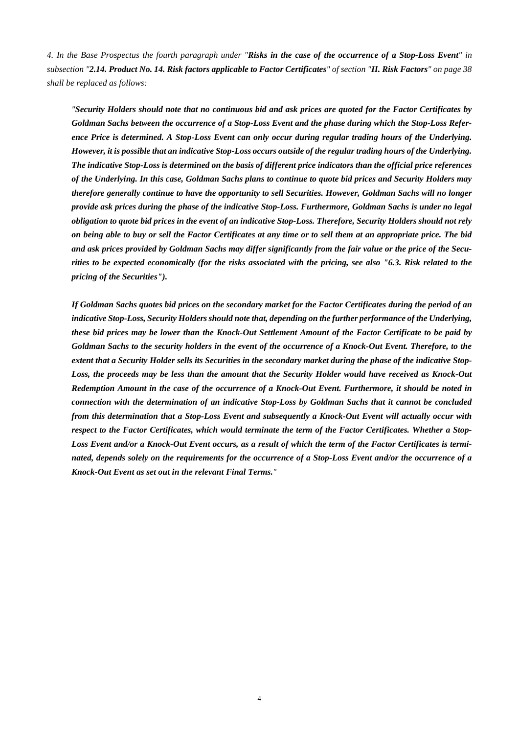*4. In the Base Prospectus the fourth paragraph under "**Risks in the case of the occurrence of a Stop-Loss Event**" in subsection "**2.14. Product No. 14. Risk factors applicable to Factor Certificates**" of section "**II. Risk Factors**" on page 38 shall be replaced as follows:*

> ***"Security Holders should note that no continuous bid and ask prices are quoted for the Factor Certificates by Goldman Sachs between the occurrence of a Stop-Loss Event and the phase during which the Stop-Loss Reference Price is determined. A Stop-Loss Event can only occur during regular trading hours of the Underlying. However, it is possible that an indicative Stop-Loss occurs outside of the regular trading hours of the Underlying. The indicative Stop-Loss is determined on the basis of different price indicators than the official price references of the Underlying. In this case, Goldman Sachs plans to continue to quote bid prices and Security Holders may therefore generally continue to have the opportunity to sell Securities. However, Goldman Sachs will no longer provide ask prices during the phase of the indicative Stop-Loss. Furthermore, Goldman Sachs is under no legal obligation to quote bid prices in the event of an indicative Stop-Loss. Therefore, Security Holders should not rely on being able to buy or sell the Factor Certificates at any time or to sell them at an appropriate price. The bid and ask prices provided by Goldman Sachs may differ significantly from the fair value or the price of the Securities to be expected economically (for the risks associated with the pricing, see also "6.3. Risk related to the pricing of the Securities").***
>
> ***If Goldman Sachs quotes bid prices on the secondary market for the Factor Certificates during the period of an indicative Stop-Loss, Security Holders should note that, depending on the further performance of the Underlying, these bid prices may be lower than the Knock-Out Settlement Amount of the Factor Certificate to be paid by Goldman Sachs to the security holders in the event of the occurrence of a Knock-Out Event. Therefore, to the extent that a Security Holder sells its Securities in the secondary market during the phase of the indicative Stop-Loss, the proceeds may be less than the amount that the Security Holder would have received as Knock-Out Redemption Amount in the case of the occurrence of a Knock-Out Event. Furthermore, it should be noted in connection with the determination of an indicative Stop-Loss by Goldman Sachs that it cannot be concluded from this determination that a Stop-Loss Event and subsequently a Knock-Out Event will actually occur with respect to the Factor Certificates, which would terminate the term of the Factor Certificates. Whether a Stop-Loss Event and/or a Knock-Out Event occurs, as a result of which the term of the Factor Certificates is terminated, depends solely on the requirements for the occurrence of a Stop-Loss Event and/or the occurrence of a Knock-Out Event as set out in the relevant Final Terms."***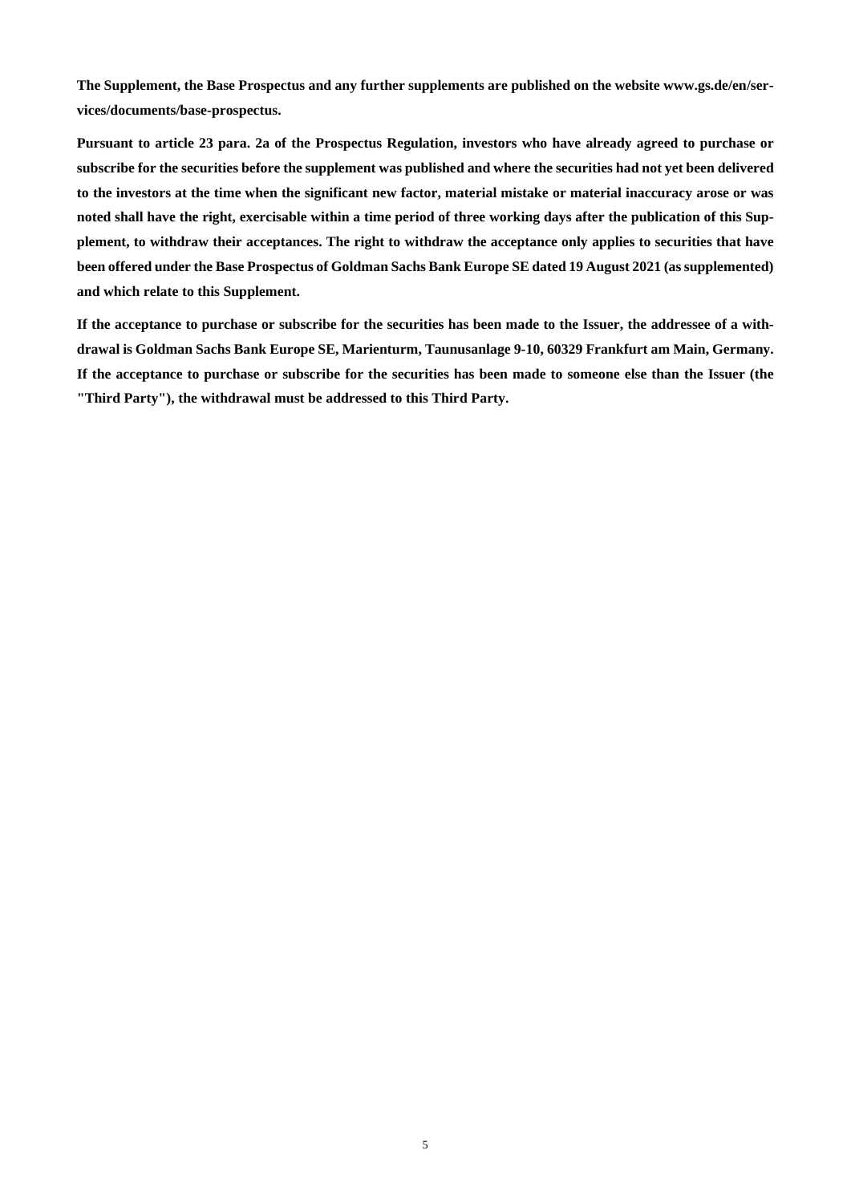**The Supplement, the Base Prospectus and any further supplements are published on the website www.gs.de/en/services/documents/base-prospectus.**

**Pursuant to article 23 para. 2a of the Prospectus Regulation, investors who have already agreed to purchase or subscribe for the securities before the supplement was published and where the securities had not yet been delivered to the investors at the time when the significant new factor, material mistake or material inaccuracy arose or was noted shall have the right, exercisable within a time period of three working days after the publication of this Supplement, to withdraw their acceptances. The right to withdraw the acceptance only applies to securities that have been offered under the Base Prospectus of Goldman Sachs Bank Europe SE dated 19 August 2021 (as supplemented) and which relate to this Supplement.**

**If the acceptance to purchase or subscribe for the securities has been made to the Issuer, the addressee of a withdrawal is Goldman Sachs Bank Europe SE, Marienturm, Taunusanlage 9-10, 60329 Frankfurt am Main, Germany. If the acceptance to purchase or subscribe for the securities has been made to someone else than the Issuer (the "Third Party"), the withdrawal must be addressed to this Third Party.**